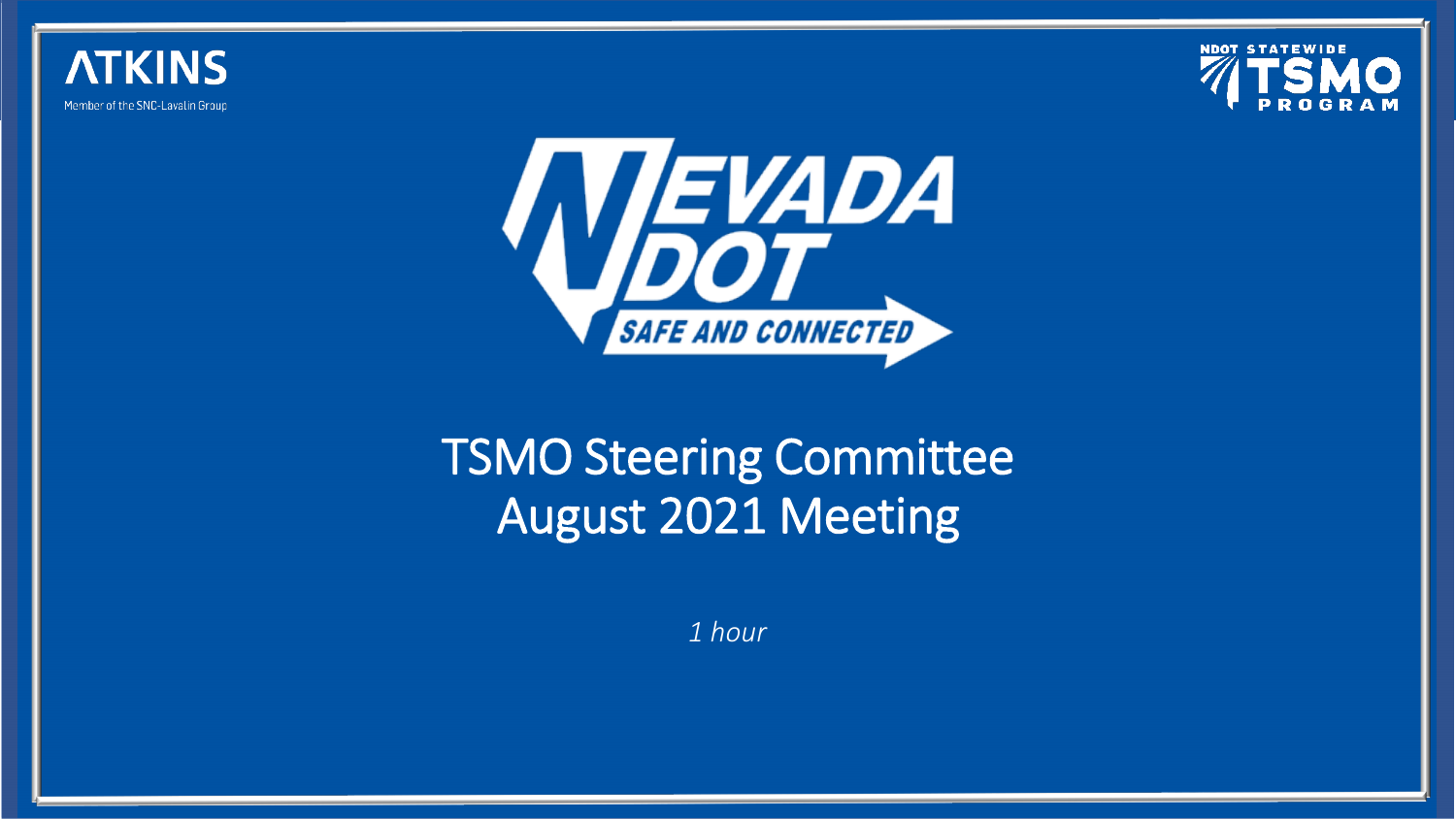ATKINS

Member of the SNC-Lavalin Group

NDOT STATEWIDE TSMO PROGRAM

NEVADA DOT

SAFE AND CONNECTED

# TSMO Steering Committee August 2021 Meeting

*1 hour*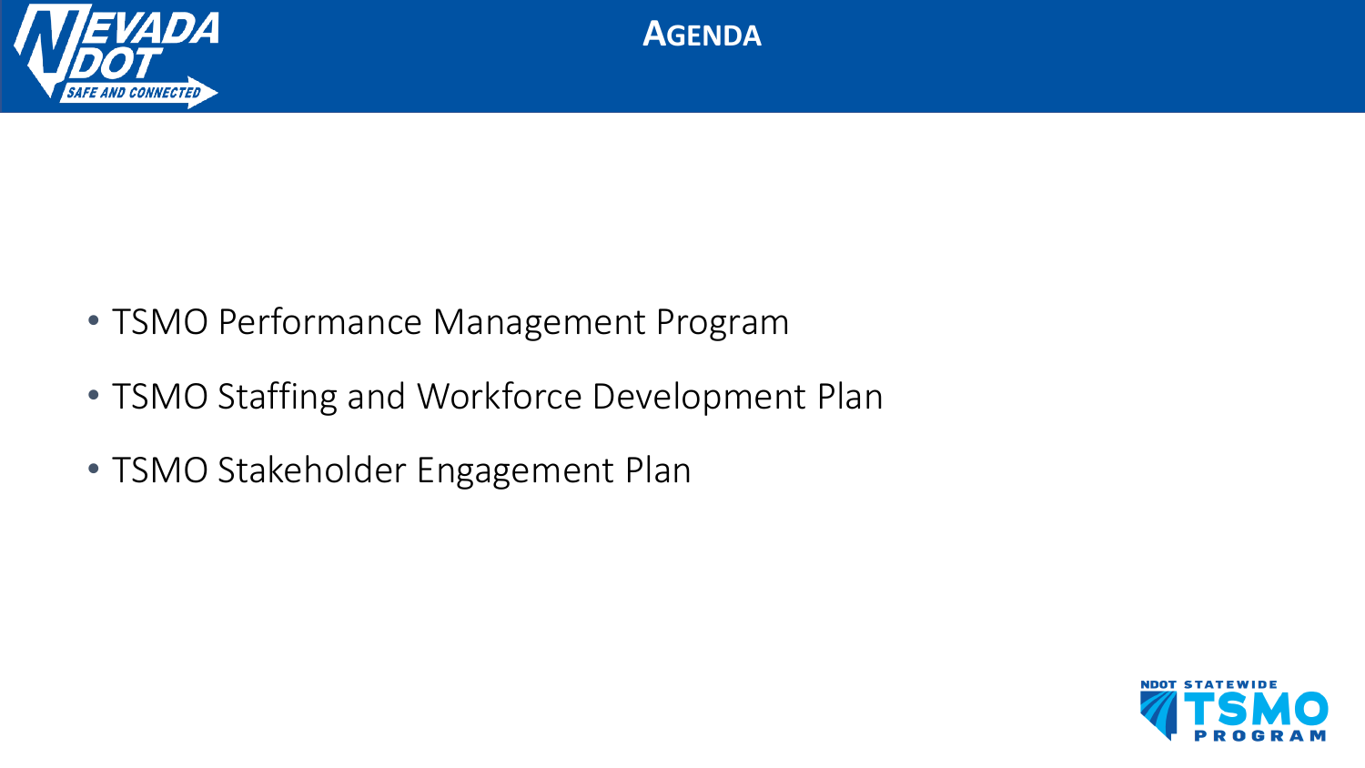# Agenda

- TSMO Performance Management Program
- TSMO Staffing and Workforce Development Plan
- TSMO Stakeholder Engagement Plan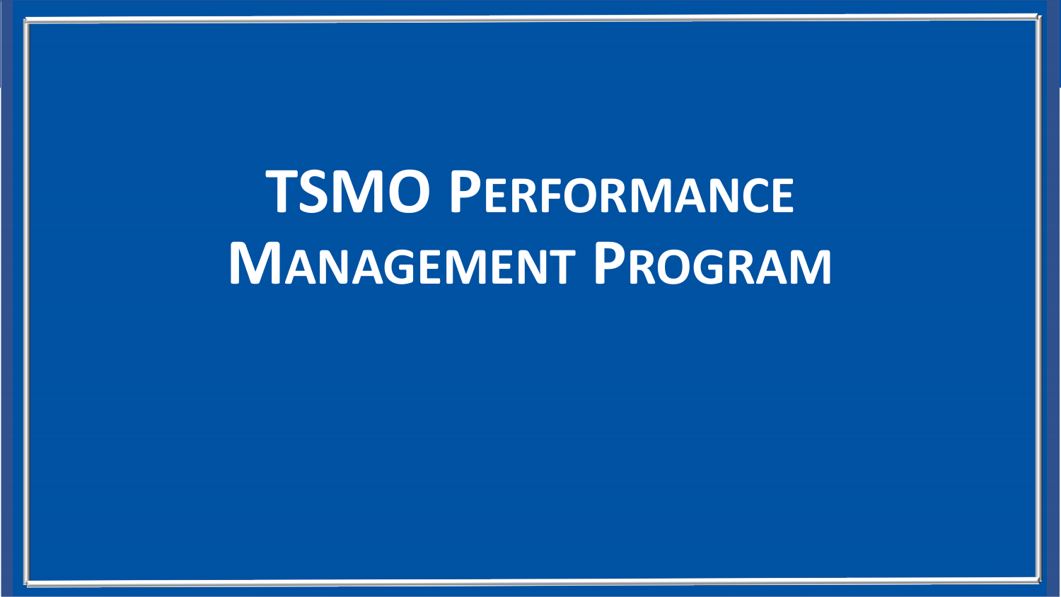# TSMO Performance Management Program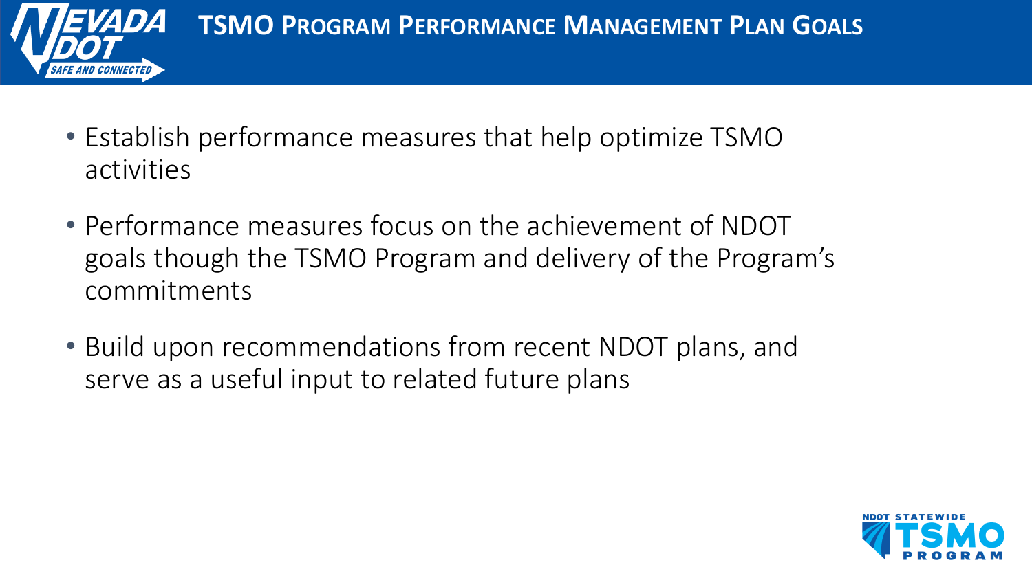# TSMO Program Performance Management Plan Goals

- Establish performance measures that help optimize TSMO activities
- Performance measures focus on the achievement of NDOT goals though the TSMO Program and delivery of the Program's commitments
- Build upon recommendations from recent NDOT plans, and serve as a useful input to related future plans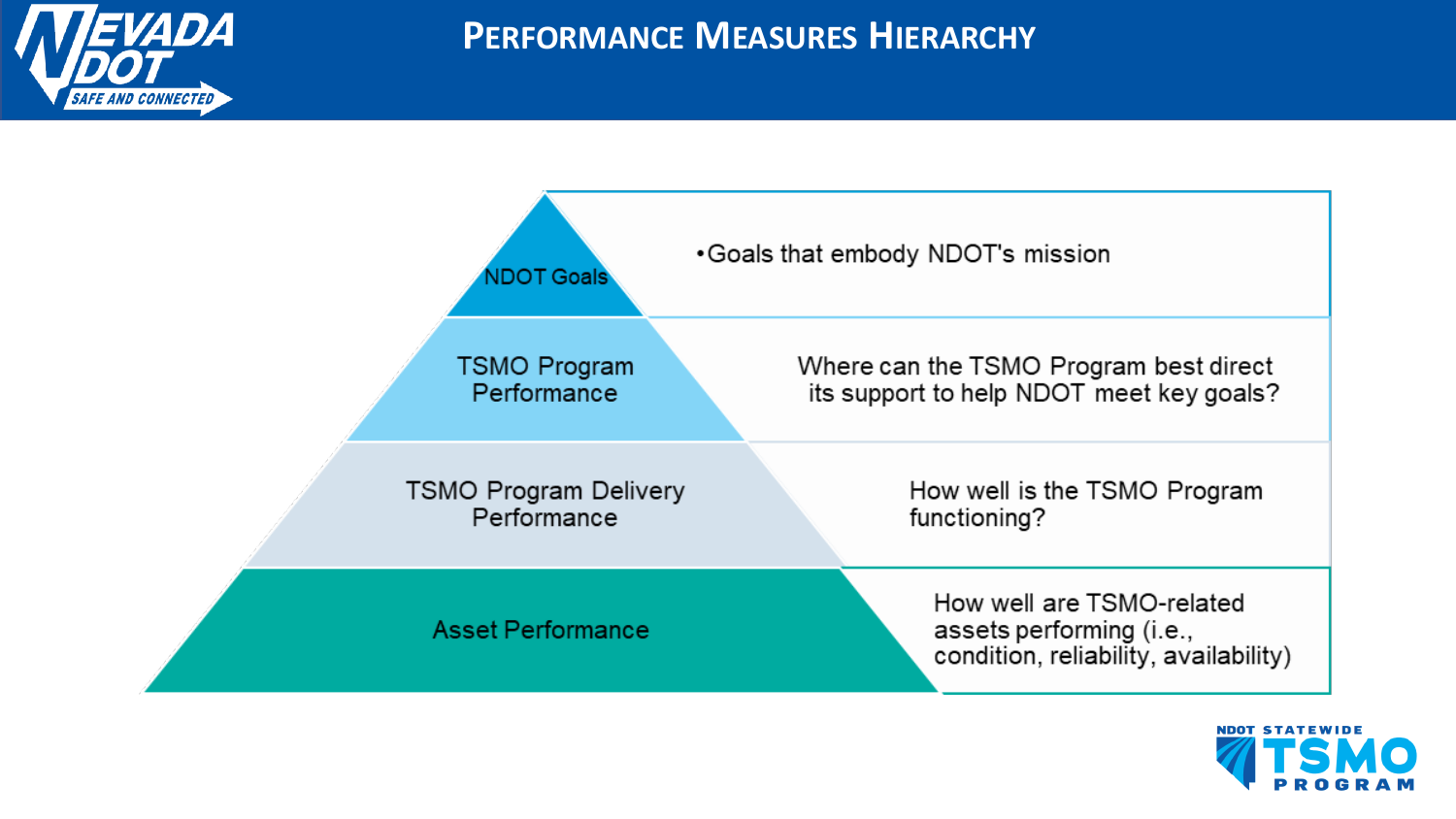# Performance Measures Hierarchy

| Level | Description |
| --- | --- |
| NDOT Goals | •Goals that embody NDOT's mission |
| TSMO Program Performance | Where can the TSMO Program best direct its support to help NDOT meet key goals? |
| TSMO Program Delivery Performance | How well is the TSMO Program functioning? |
| Asset Performance | How well are TSMO-related assets performing (i.e., condition, reliability, availability) |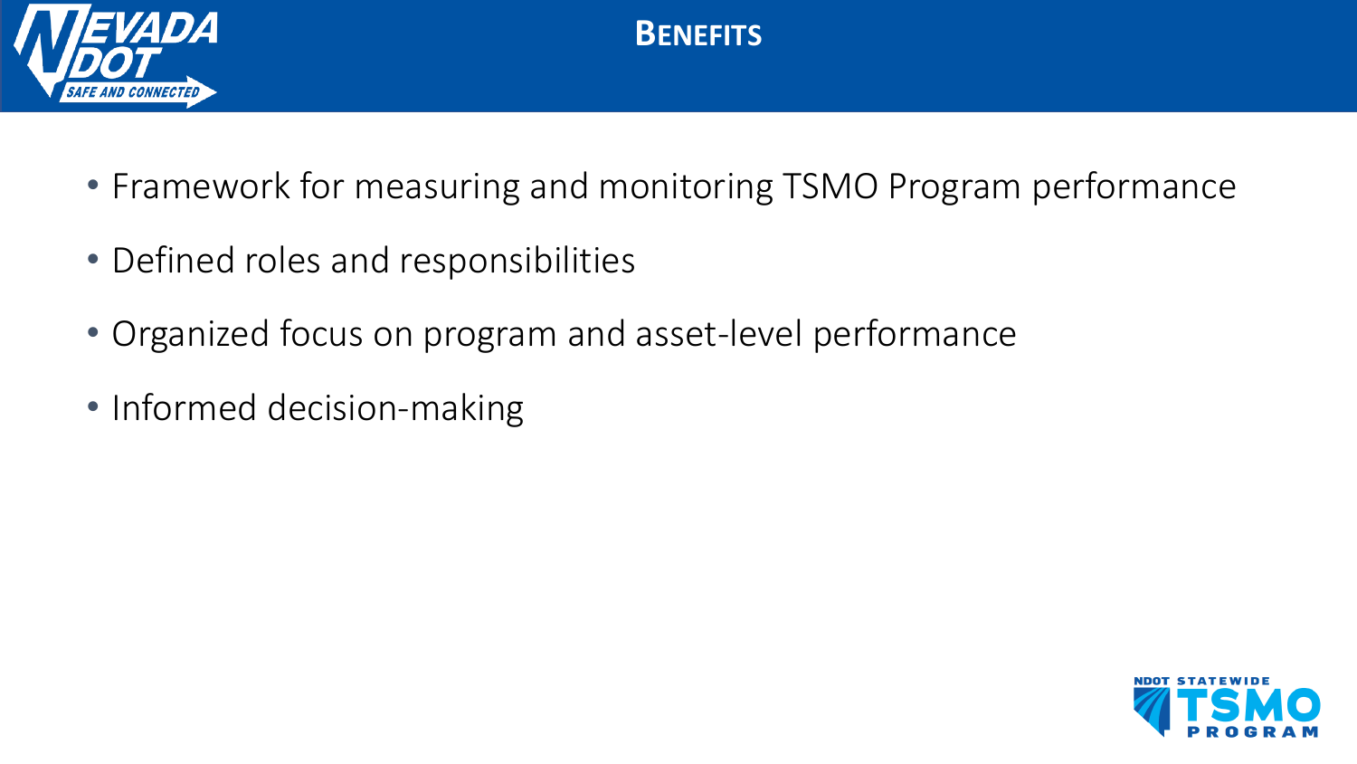# Benefits

- Framework for measuring and monitoring TSMO Program performance
- Defined roles and responsibilities
- Organized focus on program and asset-level performance
- Informed decision-making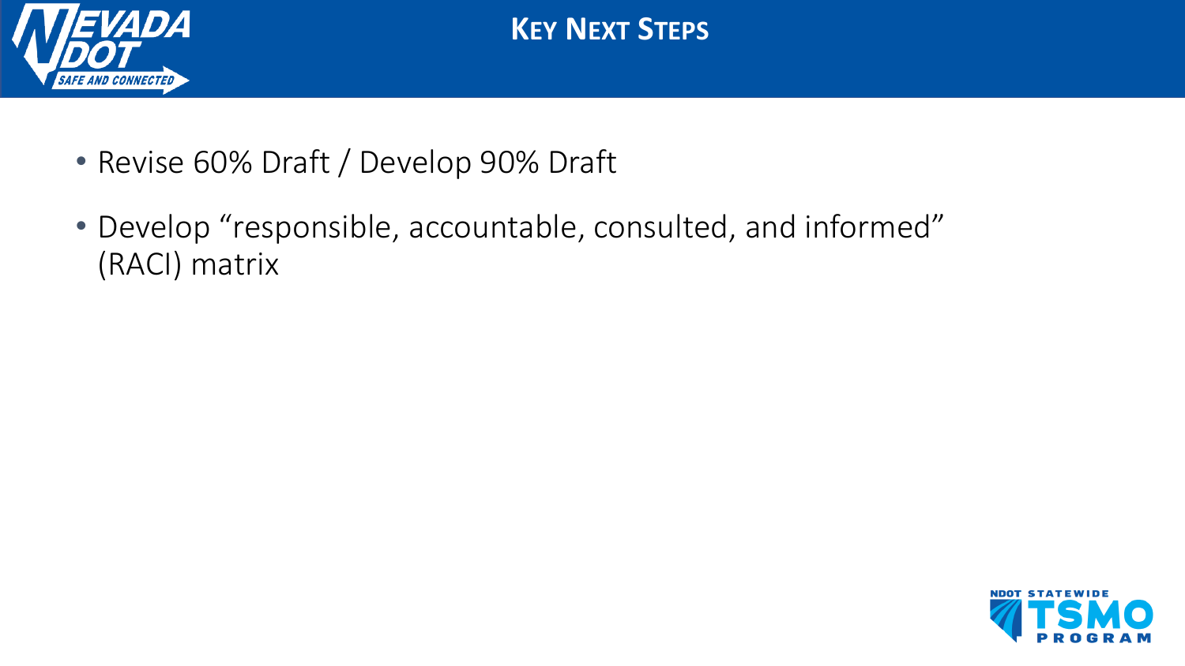# Key Next Steps

- Revise 60% Draft / Develop 90% Draft
- Develop "responsible, accountable, consulted, and informed" (RACI) matrix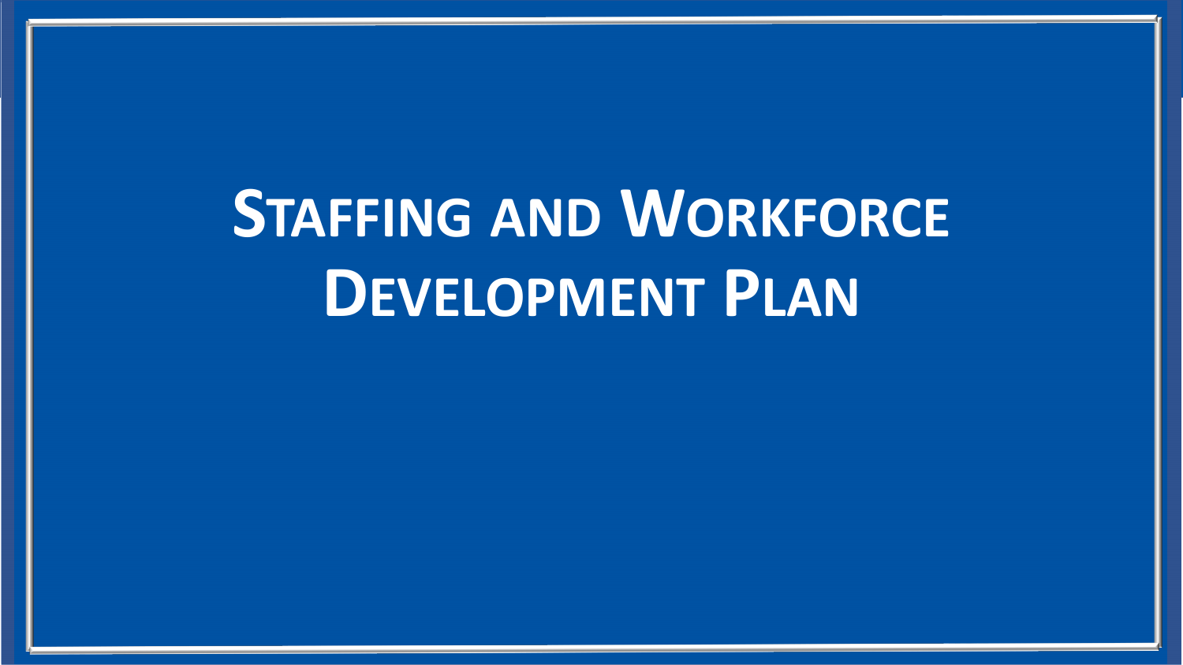# Staffing and Workforce Development Plan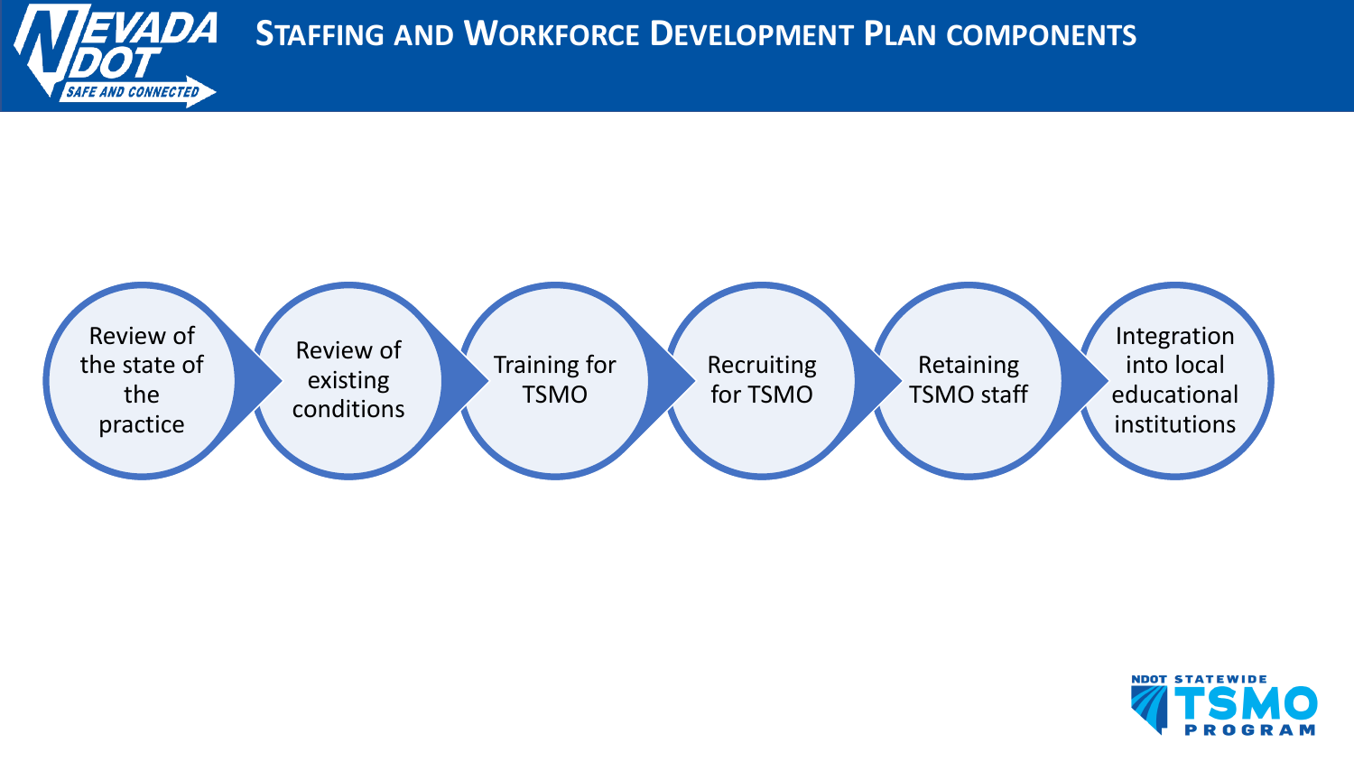# Staffing and Workforce Development Plan components

1. Review of the state of the practice
2. Review of existing conditions
3. Training for TSMO
4. Recruiting for TSMO
5. Retaining TSMO staff
6. Integration into local educational institutions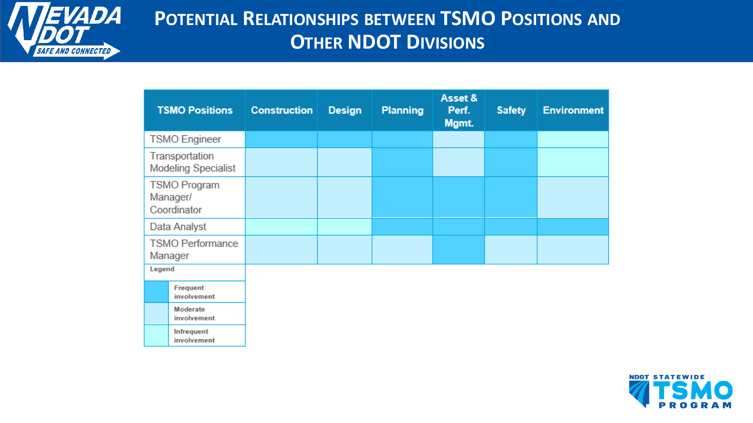# Potential Relationships between TSMO Positions and Other NDOT Divisions

| TSMO Positions | Construction | Design | Planning | Asset & Perf. Mgmt. | Safety | Environment |
|---|---|---|---|---|---|---|
| TSMO Engineer | Frequent involvement | Frequent involvement | Frequent involvement | Moderate involvement | Frequent involvement | Infrequent involvement |
| Transportation Modeling Specialist | Moderate involvement | Moderate involvement | Frequent involvement | Moderate involvement | Frequent involvement | Infrequent involvement |
| TSMO Program Manager/ Coordinator | Moderate involvement | Moderate involvement | Frequent involvement | Frequent involvement | Frequent involvement | Moderate involvement |
| Data Analyst | Infrequent involvement | Infrequent involvement | Frequent involvement | Frequent involvement | Frequent involvement | Frequent involvement |
| TSMO Performance Manager | Moderate involvement | Moderate involvement | Moderate involvement | Frequent involvement | Moderate involvement | Moderate involvement |

**Legend**

- Frequent involvement
- Moderate involvement
- Infrequent involvement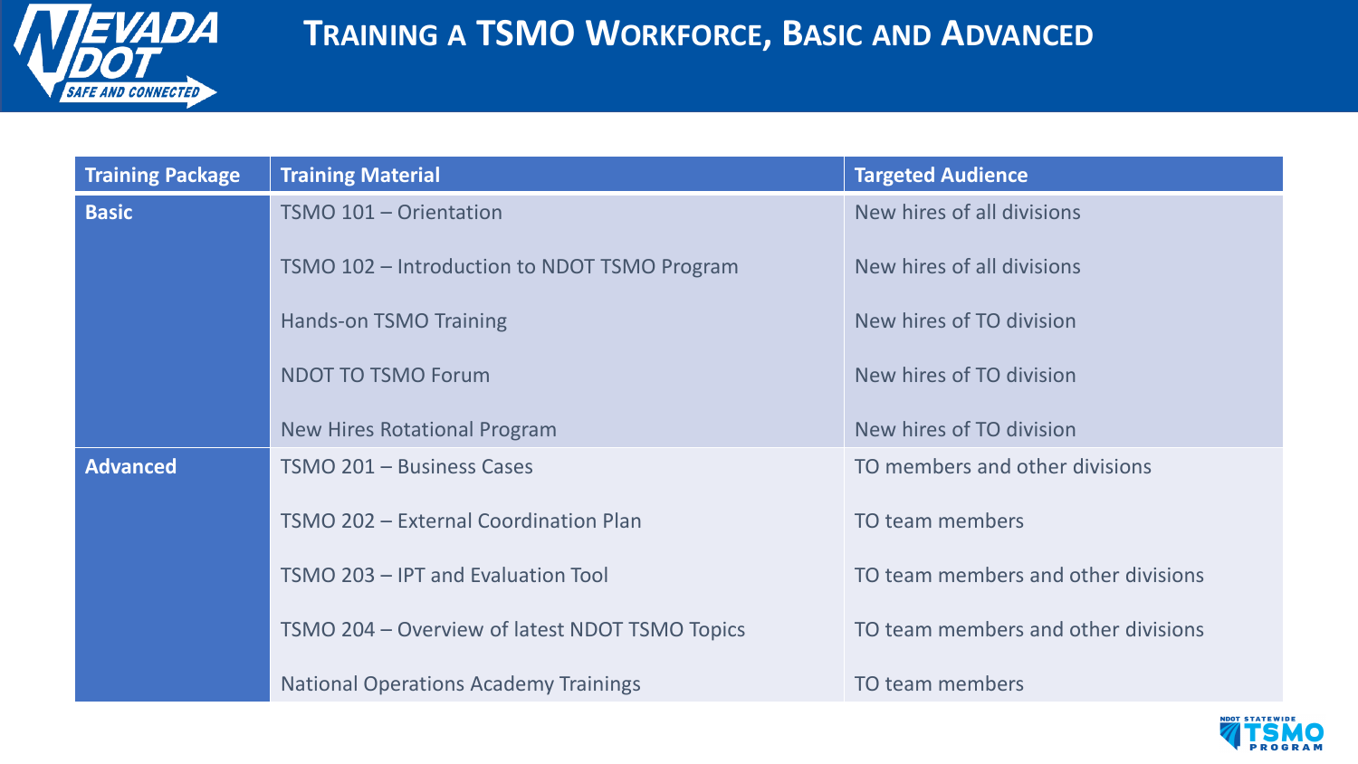# Training a TSMO Workforce, Basic and Advanced

| Training Package | Training Material | Targeted Audience |
|---|---|---|
| **Basic** | TSMO 101 – Orientation | New hires of all divisions |
| | TSMO 102 – Introduction to NDOT TSMO Program | New hires of all divisions |
| | Hands-on TSMO Training | New hires of TO division |
| | NDOT TO TSMO Forum | New hires of TO division |
| | New Hires Rotational Program | New hires of TO division |
| **Advanced** | TSMO 201 – Business Cases | TO members and other divisions |
| | TSMO 202 – External Coordination Plan | TO team members |
| | TSMO 203 – IPT and Evaluation Tool | TO team members and other divisions |
| | TSMO 204 – Overview of latest NDOT TSMO Topics | TO team members and other divisions |
| | National Operations Academy Trainings | TO team members |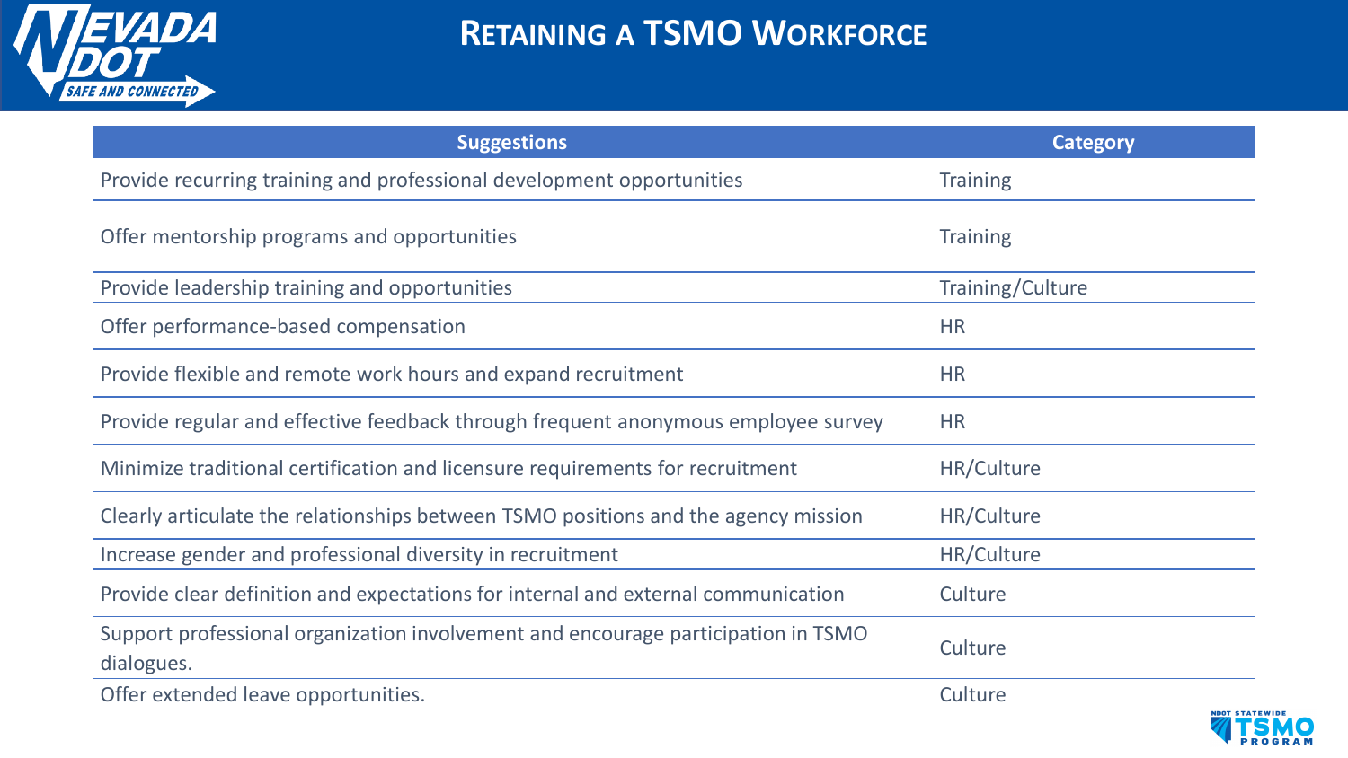# Retaining a TSMO Workforce

| Suggestions | Category |
|---|---|
| Provide recurring training and professional development opportunities | Training |
| Offer mentorship programs and opportunities | Training |
| Provide leadership training and opportunities | Training/Culture |
| Offer performance-based compensation | HR |
| Provide flexible and remote work hours and expand recruitment | HR |
| Provide regular and effective feedback through frequent anonymous employee survey | HR |
| Minimize traditional certification and licensure requirements for recruitment | HR/Culture |
| Clearly articulate the relationships between TSMO positions and the agency mission | HR/Culture |
| Increase gender and professional diversity in recruitment | HR/Culture |
| Provide clear definition and expectations for internal and external communication | Culture |
| Support professional organization involvement and encourage participation in TSMO dialogues. | Culture |
| Offer extended leave opportunities. | Culture |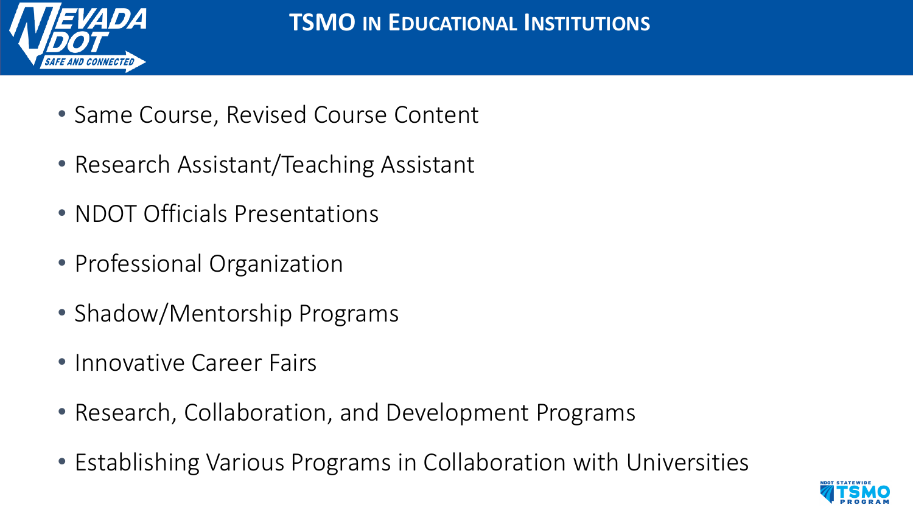# TSMO in Educational Institutions

- Same Course, Revised Course Content
- Research Assistant/Teaching Assistant
- NDOT Officials Presentations
- Professional Organization
- Shadow/Mentorship Programs
- Innovative Career Fairs
- Research, Collaboration, and Development Programs
- Establishing Various Programs in Collaboration with Universities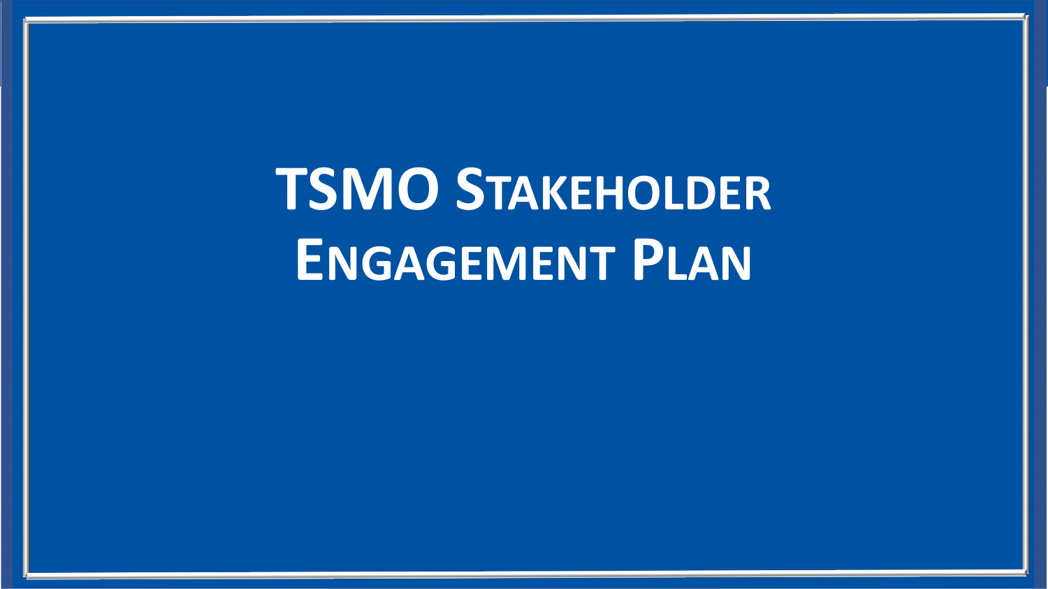# TSMO Stakeholder Engagement Plan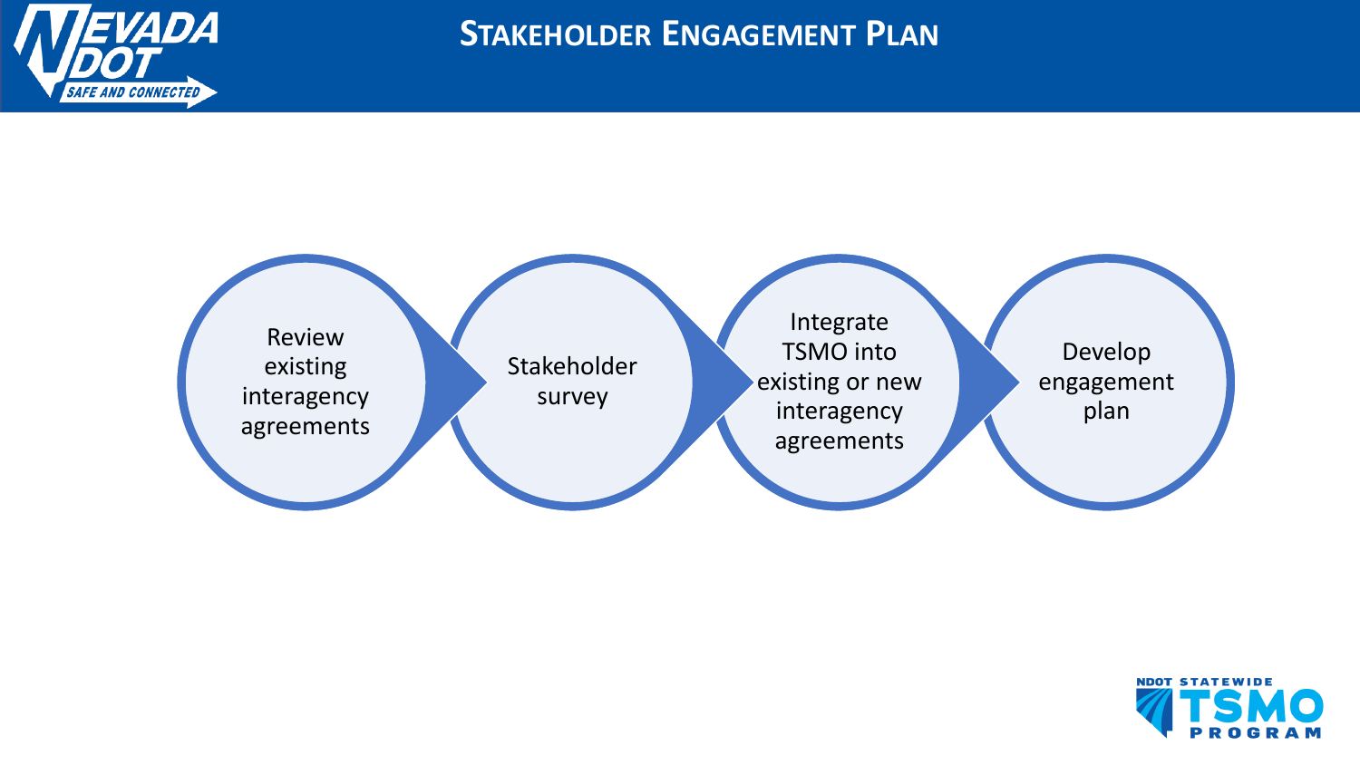# Stakeholder Engagement Plan

1. Review existing interagency agreements
2. Stakeholder survey
3. Integrate TSMO into existing or new interagency agreements
4. Develop engagement plan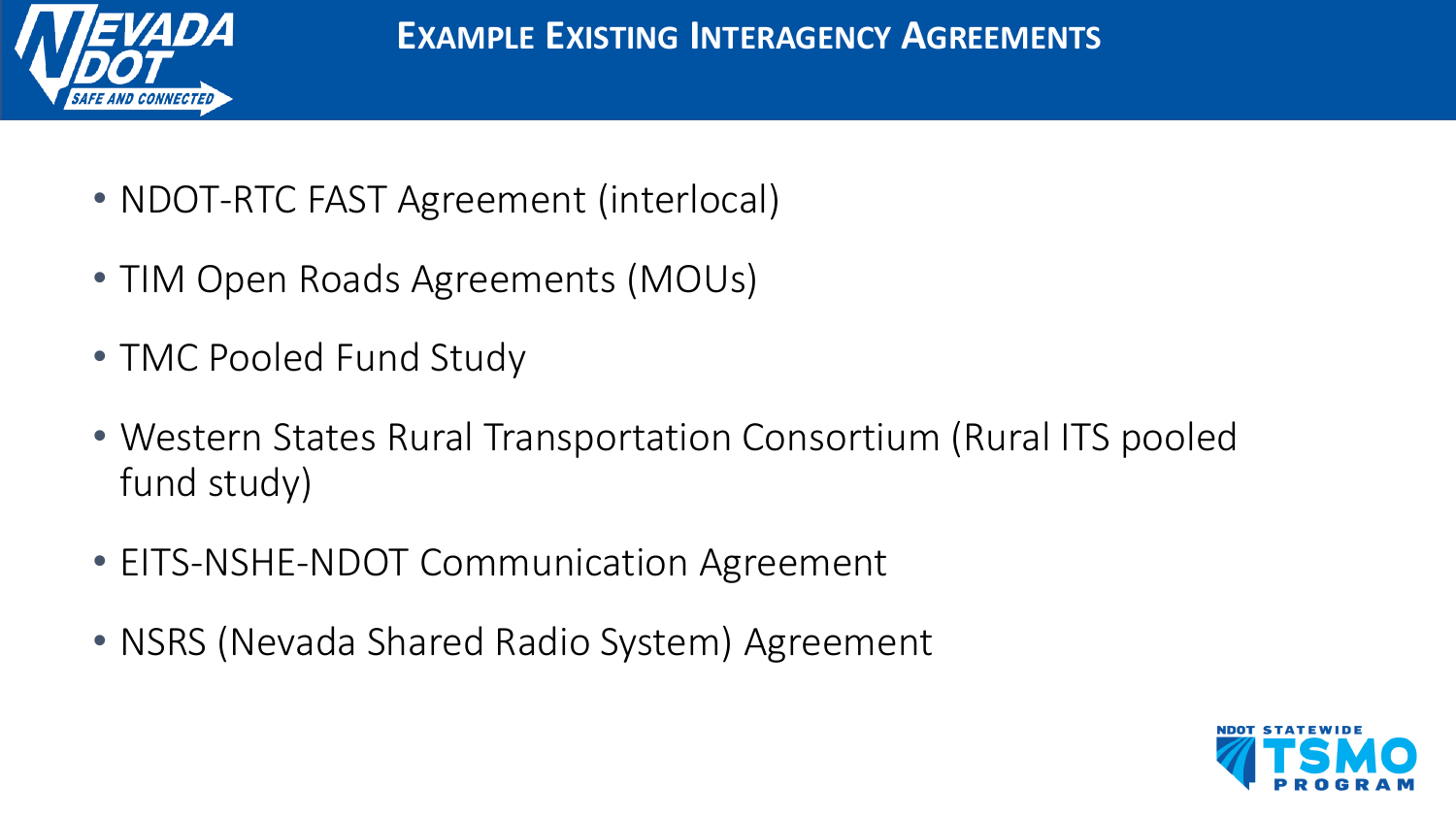# Example Existing Interagency Agreements

- NDOT-RTC FAST Agreement (interlocal)
- TIM Open Roads Agreements (MOUs)
- TMC Pooled Fund Study
- Western States Rural Transportation Consortium (Rural ITS pooled fund study)
- EITS-NSHE-NDOT Communication Agreement
- NSRS (Nevada Shared Radio System) Agreement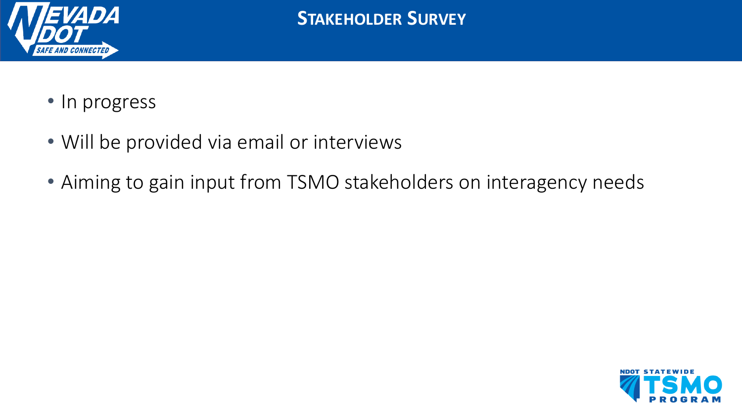# Stakeholder Survey

- In progress
- Will be provided via email or interviews
- Aiming to gain input from TSMO stakeholders on interagency needs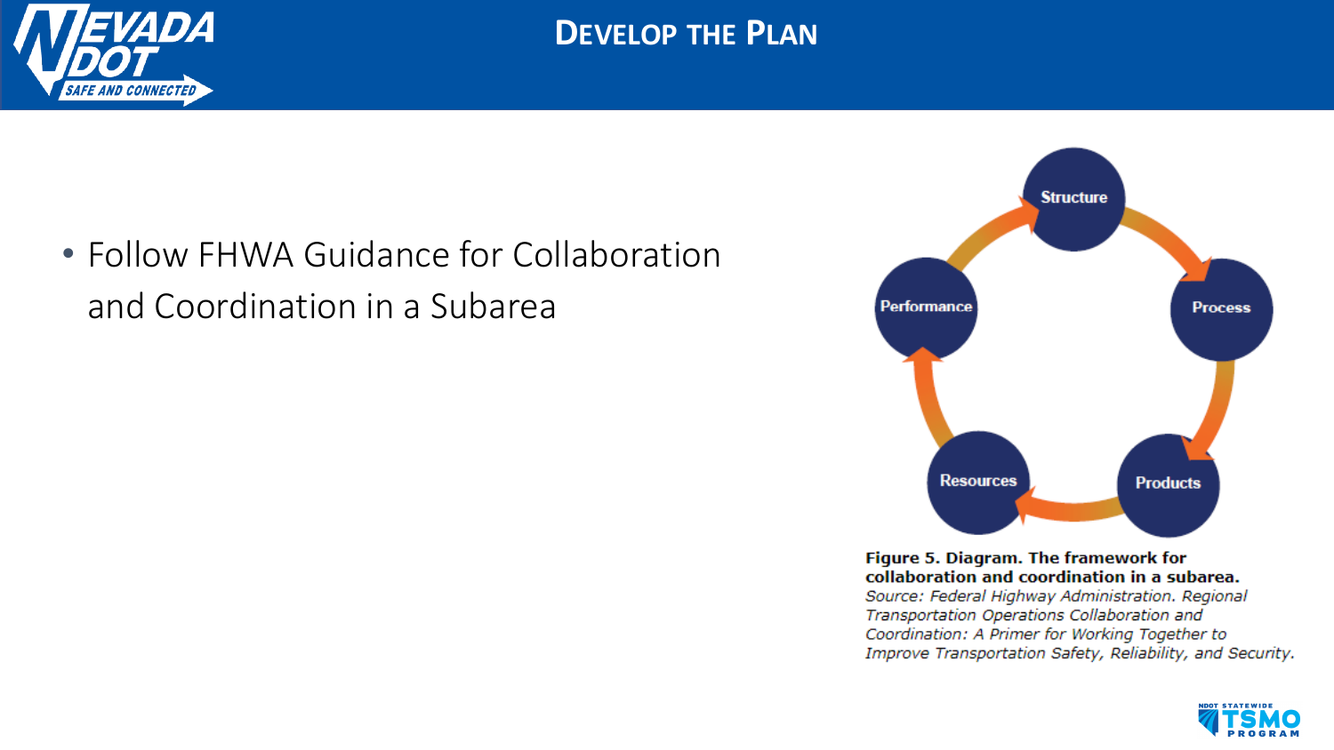# Develop the Plan

- Follow FHWA Guidance for Collaboration and Coordination in a Subarea

Structure

Process

Products

Resources

Performance

**Figure 5. Diagram. The framework for collaboration and coordination in a subarea.**
*Source: Federal Highway Administration. Regional Transportation Operations Collaboration and Coordination: A Primer for Working Together to Improve Transportation Safety, Reliability, and Security.*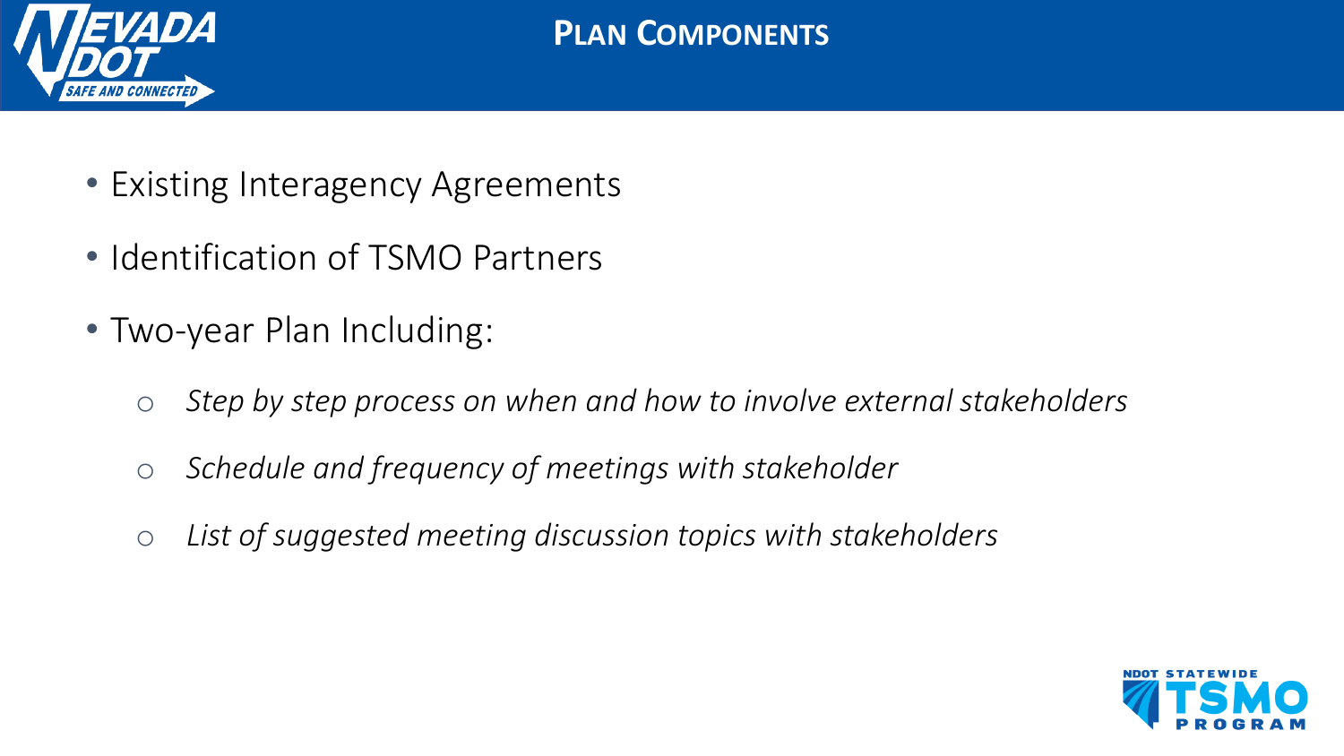## PLAN COMPONENTS

- Existing Interagency Agreements
- Identification of TSMO Partners
- Two-year Plan Including:
    - *Step by step process on when and how to involve external stakeholders*
    - *Schedule and frequency of meetings with stakeholder*
    - *List of suggested meeting discussion topics with stakeholders*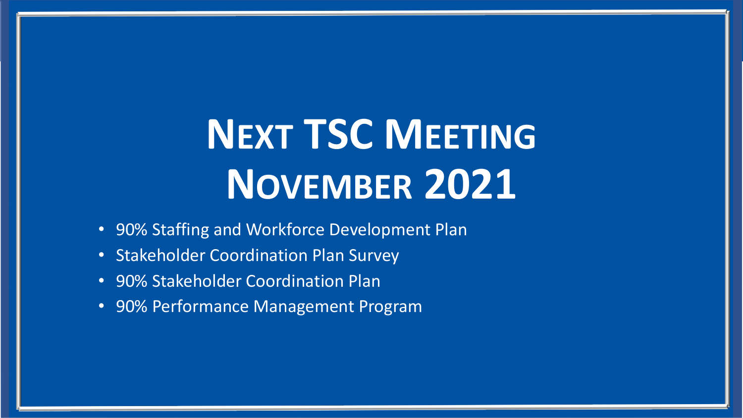# Next TSC Meeting November 2021

- 90% Staffing and Workforce Development Plan
- Stakeholder Coordination Plan Survey
- 90% Stakeholder Coordination Plan
- 90% Performance Management Program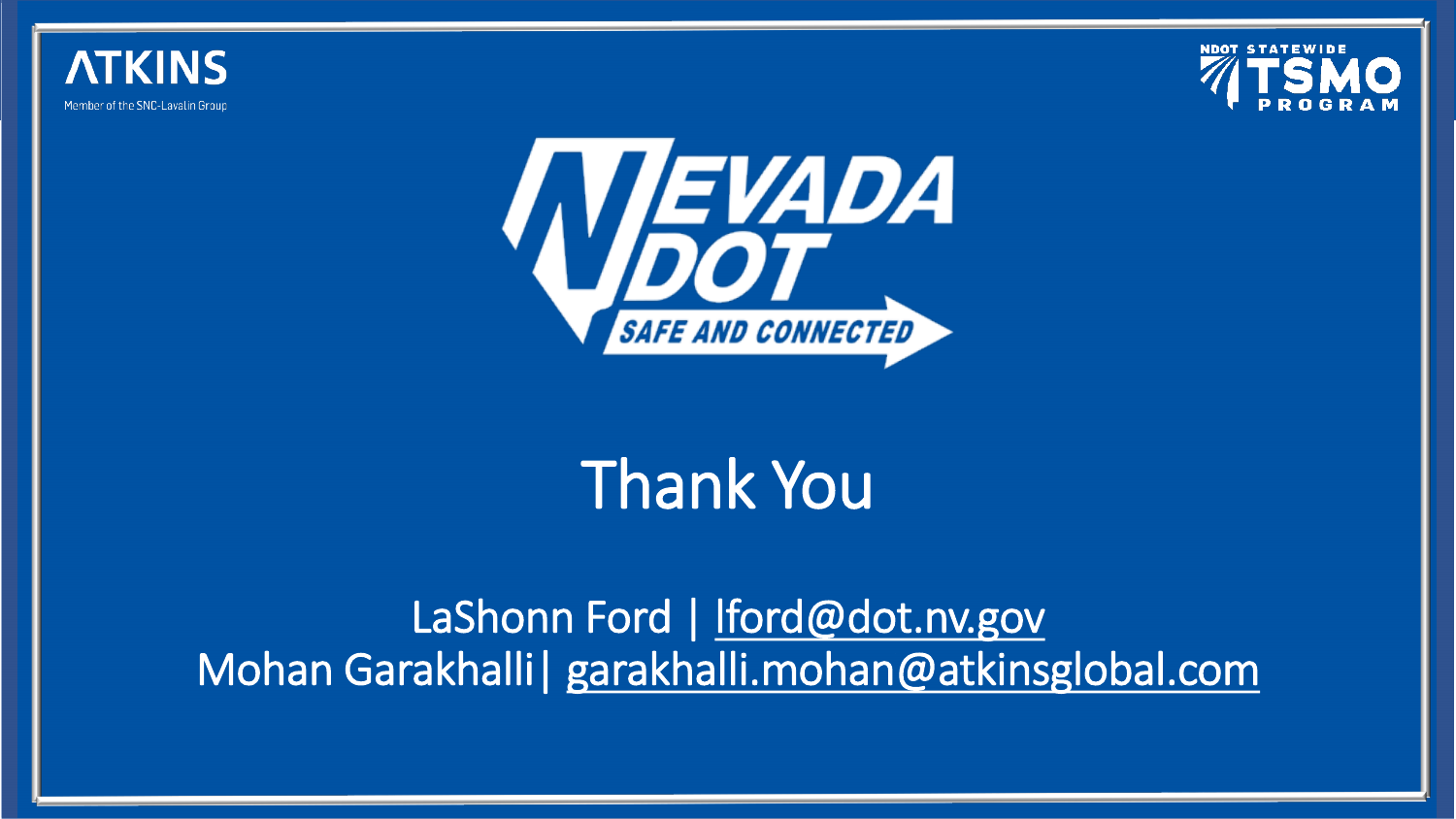ATKINS

Member of the SNC-Lavalin Group

NDOT STATEWIDE TSMO PROGRAM

NEVADA DOT SAFE AND CONNECTED

# Thank You

LaShonn Ford | lford@dot.nv.gov

Mohan Garakhalli| garakhalli.mohan@atkinsglobal.com